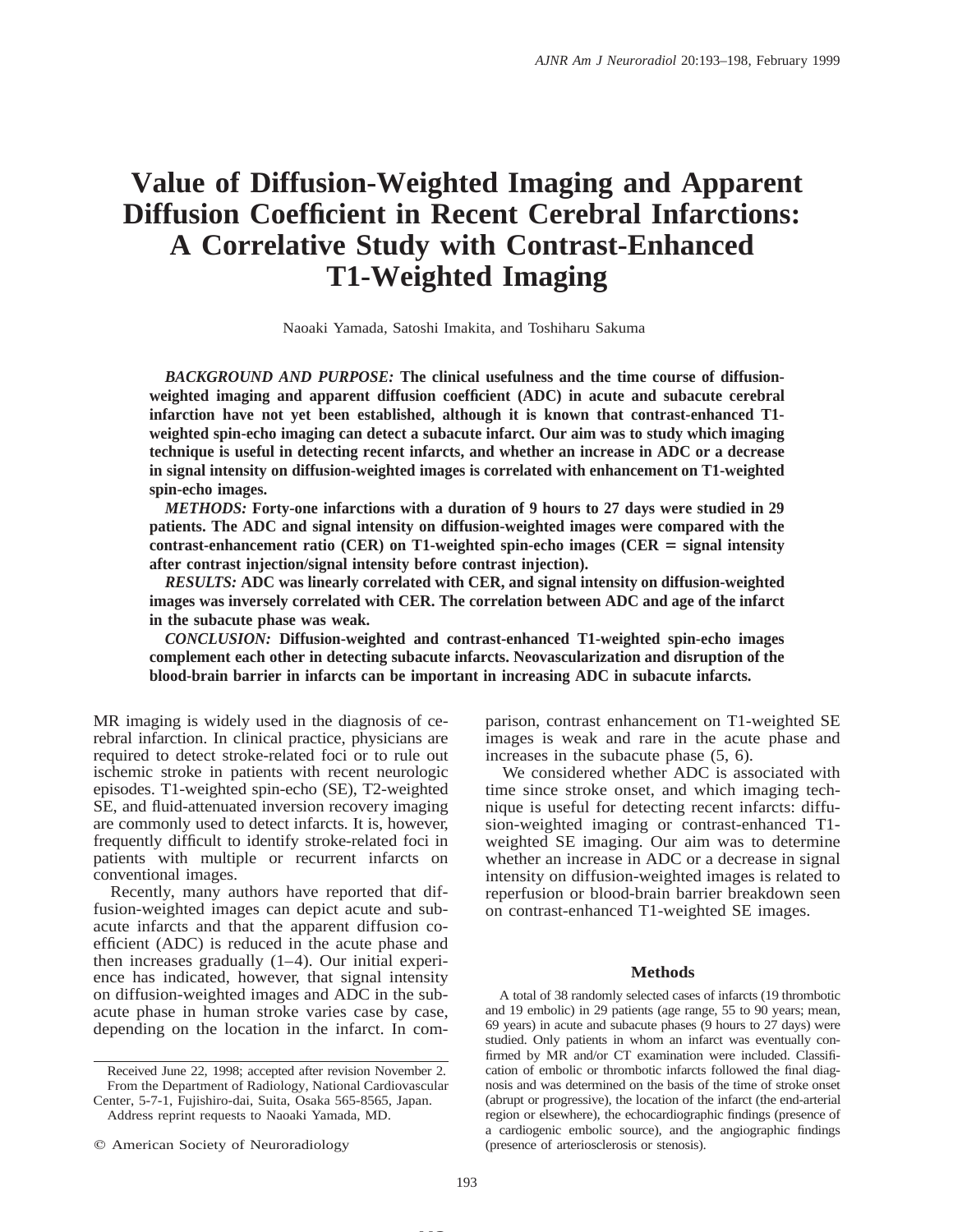# Value of Diffusion-Weighted Imaging and Apparent Diffusion Coefficient in Recent Cerebral Infarctions: A Correlative Study with Contrast-Enhanced T1-Weighted Imaging

Naoaki Yamada, Satoshi Imakita, and Toshiharu Sakuma

***BACKGROUND AND PURPOSE:*** **The clinical usefulness and the time course of diffusion-weighted imaging and apparent diffusion coefficient (ADC) in acute and subacute cerebral infarction have not yet been established, although it is known that contrast-enhanced T1-weighted spin-echo imaging can detect a subacute infarct. Our aim was to study which imaging technique is useful in detecting recent infarcts, and whether an increase in ADC or a decrease in signal intensity on diffusion-weighted images is correlated with enhancement on T1-weighted spin-echo images.**

***METHODS:*** **Forty-one infarctions with a duration of 9 hours to 27 days were studied in 29 patients. The ADC and signal intensity on diffusion-weighted images were compared with the contrast-enhancement ratio (CER) on T1-weighted spin-echo images (CER = signal intensity after contrast injection/signal intensity before contrast injection).**

***RESULTS:*** **ADC was linearly correlated with CER, and signal intensity on diffusion-weighted images was inversely correlated with CER. The correlation between ADC and age of the infarct in the subacute phase was weak.**

***CONCLUSION:*** **Diffusion-weighted and contrast-enhanced T1-weighted spin-echo images complement each other in detecting subacute infarcts. Neovascularization and disruption of the blood-brain barrier in infarcts can be important in increasing ADC in subacute infarcts.**

MR imaging is widely used in the diagnosis of cerebral infarction. In clinical practice, physicians are required to detect stroke-related foci or to rule out ischemic stroke in patients with recent neurologic episodes. T1-weighted spin-echo (SE), T2-weighted SE, and fluid-attenuated inversion recovery imaging are commonly used to detect infarcts. It is, however, frequently difficult to identify stroke-related foci in patients with multiple or recurrent infarcts on conventional images.

Recently, many authors have reported that diffusion-weighted images can depict acute and subacute infarcts and that the apparent diffusion coefficient (ADC) is reduced in the acute phase and then increases gradually (1–4). Our initial experience has indicated, however, that signal intensity on diffusion-weighted images and ADC in the subacute phase in human stroke varies case by case, depending on the location in the infarct. In comparison, contrast enhancement on T1-weighted SE images is weak and rare in the acute phase and increases in the subacute phase (5, 6).

We considered whether ADC is associated with time since stroke onset, and which imaging technique is useful for detecting recent infarcts: diffusion-weighted imaging or contrast-enhanced T1-weighted SE imaging. Our aim was to determine whether an increase in ADC or a decrease in signal intensity on diffusion-weighted images is related to reperfusion or blood-brain barrier breakdown seen on contrast-enhanced T1-weighted SE images.

## Methods

A total of 38 randomly selected cases of infarcts (19 thrombotic and 19 embolic) in 29 patients (age range, 55 to 90 years; mean, 69 years) in acute and subacute phases (9 hours to 27 days) were studied. Only patients in whom an infarct was eventually confirmed by MR and/or CT examination were included. Classification of embolic or thrombotic infarcts followed the final diagnosis and was determined on the basis of the time of stroke onset (abrupt or progressive), the location of the infarct (the end-arterial region or elsewhere), the echocardiographic findings (presence of a cardiogenic embolic source), and the angiographic findings (presence of arteriosclerosis or stenosis).

Received June 22, 1998; accepted after revision November 2.

From the Department of Radiology, National Cardiovascular Center, 5-7-1, Fujishiro-dai, Suita, Osaka 565-8565, Japan.

Address reprint requests to Naoaki Yamada, MD.

© American Society of Neuroradiology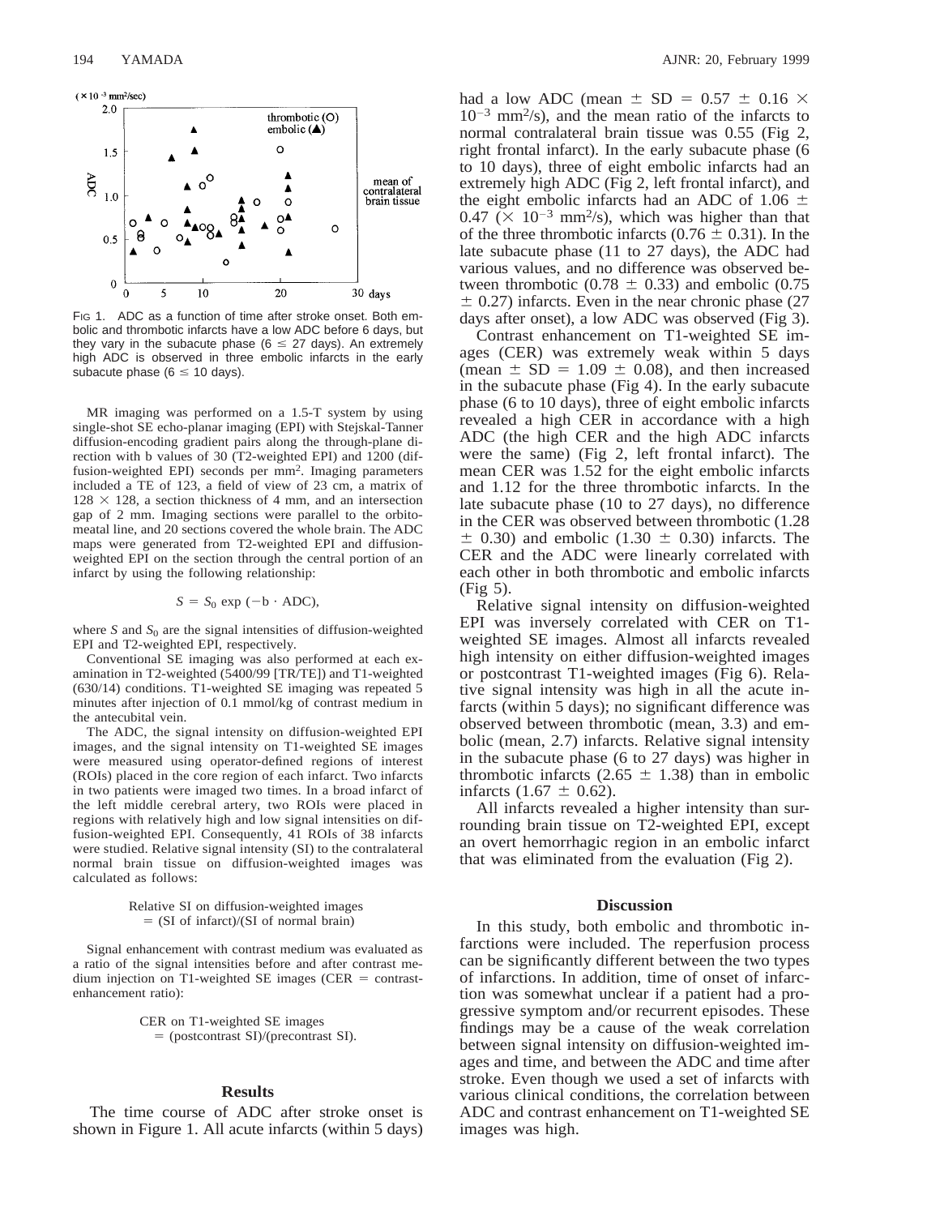Fig 1. ADC as a function of time after stroke onset. Both embolic and thrombotic infarcts have a low ADC before 6 days, but they vary in the subacute phase ($6 \leq 27$ days). An extremely high ADC is observed in three embolic infarcts in the early subacute phase ($6 \leq 10$ days).

MR imaging was performed on a 1.5-T system by using single-shot SE echo-planar imaging (EPI) with Stejskal-Tanner diffusion-encoding gradient pairs along the through-plane direction with b values of 30 (T2-weighted EPI) and 1200 (diffusion-weighted EPI) seconds per $mm^2$. Imaging parameters included a TE of 123, a field of view of 23 cm, a matrix of $128 \times 128$, a section thickness of 4 mm, and an intersection gap of 2 mm. Imaging sections were parallel to the orbitomeatal line, and 20 sections covered the whole brain. The ADC maps were generated from T2-weighted EPI and diffusion-weighted EPI on the section through the central portion of an infarct by using the following relationship:

$$S = S_0 \exp(-b \cdot \text{ADC}),$$

where $S$ and $S_0$ are the signal intensities of diffusion-weighted EPI and T2-weighted EPI, respectively.

Conventional SE imaging was also performed at each examination in T2-weighted (5400/99 [TR/TE]) and T1-weighted (630/14) conditions. T1-weighted SE imaging was repeated 5 minutes after injection of 0.1 mmol/kg of contrast medium in the antecubital vein.

The ADC, the signal intensity on diffusion-weighted EPI images, and the signal intensity on T1-weighted SE images were measured using operator-defined regions of interest (ROIs) placed in the core region of each infarct. Two infarcts in two patients were imaged two times. In a broad infarct of the left middle cerebral artery, two ROIs were placed in regions with relatively high and low signal intensities on diffusion-weighted EPI. Consequently, 41 ROIs of 38 infarcts were studied. Relative signal intensity (SI) to the contralateral normal brain tissue on diffusion-weighted images was calculated as follows:

$$\text{Relative SI on diffusion-weighted images} = (\text{SI of infarct})/(\text{SI of normal brain})$$

Signal enhancement with contrast medium was evaluated as a ratio of the signal intensities before and after contrast medium injection on T1-weighted SE images (CER = contrast-enhancement ratio):

$$\text{CER on T1-weighted SE images} = (\text{postcontrast SI})/(\text{precontrast SI}).$$

## Results

The time course of ADC after stroke onset is shown in Figure 1. All acute infarcts (within 5 days) had a low ADC (mean ± SD = $0.57 \pm 0.16 \times 10^{-3}$ $mm^2/s$), and the mean ratio of the infarcts to normal contralateral brain tissue was 0.55 (Fig 2, right frontal infarct). In the early subacute phase (6 to 10 days), three of eight embolic infarcts had an extremely high ADC (Fig 2, left frontal infarct), and the eight embolic infarcts had an ADC of $1.06 \pm 0.47$ ($\times 10^{-3}$ $mm^2/s$), which was higher than that of the three thrombotic infarcts ($0.76 \pm 0.31$). In the late subacute phase (11 to 27 days), the ADC had various values, and no difference was observed between thrombotic ($0.78 \pm 0.33$) and embolic ($0.75 \pm 0.27$) infarcts. Even in the near chronic phase (27 days after onset), a low ADC was observed (Fig 3).

Contrast enhancement on T1-weighted SE images (CER) was extremely weak within 5 days (mean ± SD = $1.09 \pm 0.08$), and then increased in the subacute phase (Fig 4). In the early subacute phase (6 to 10 days), three of eight embolic infarcts revealed a high CER in accordance with a high ADC (the high CER and the high ADC infarcts were the same) (Fig 2, left frontal infarct). The mean CER was 1.52 for the eight embolic infarcts and 1.12 for the three thrombotic infarcts. In the late subacute phase (10 to 27 days), no difference in the CER was observed between thrombotic ($1.28 \pm 0.30$) and embolic ($1.30 \pm 0.30$) infarcts. The CER and the ADC were linearly correlated with each other in both thrombotic and embolic infarcts (Fig 5).

Relative signal intensity on diffusion-weighted EPI was inversely correlated with CER on T1-weighted SE images. Almost all infarcts revealed high intensity on either diffusion-weighted images or postcontrast T1-weighted images (Fig 6). Relative signal intensity was high in all the acute infarcts (within 5 days); no significant difference was observed between thrombotic (mean, 3.3) and embolic (mean, 2.7) infarcts. Relative signal intensity in the subacute phase (6 to 27 days) was higher in thrombotic infarcts ($2.65 \pm 1.38$) than in embolic infarcts ($1.67 \pm 0.62$).

All infarcts revealed a higher intensity than surrounding brain tissue on T2-weighted EPI, except an overt hemorrhagic region in an embolic infarct that was eliminated from the evaluation (Fig 2).

## Discussion

In this study, both embolic and thrombotic infarctions were included. The reperfusion process can be significantly different between the two types of infarctions. In addition, time of onset of infarction was somewhat unclear if a patient had a progressive symptom and/or recurrent episodes. These findings may be a cause of the weak correlation between signal intensity on diffusion-weighted images and time, and between the ADC and time after stroke. Even though we used a set of infarcts with various clinical conditions, the correlation between ADC and contrast enhancement on T1-weighted SE images was high.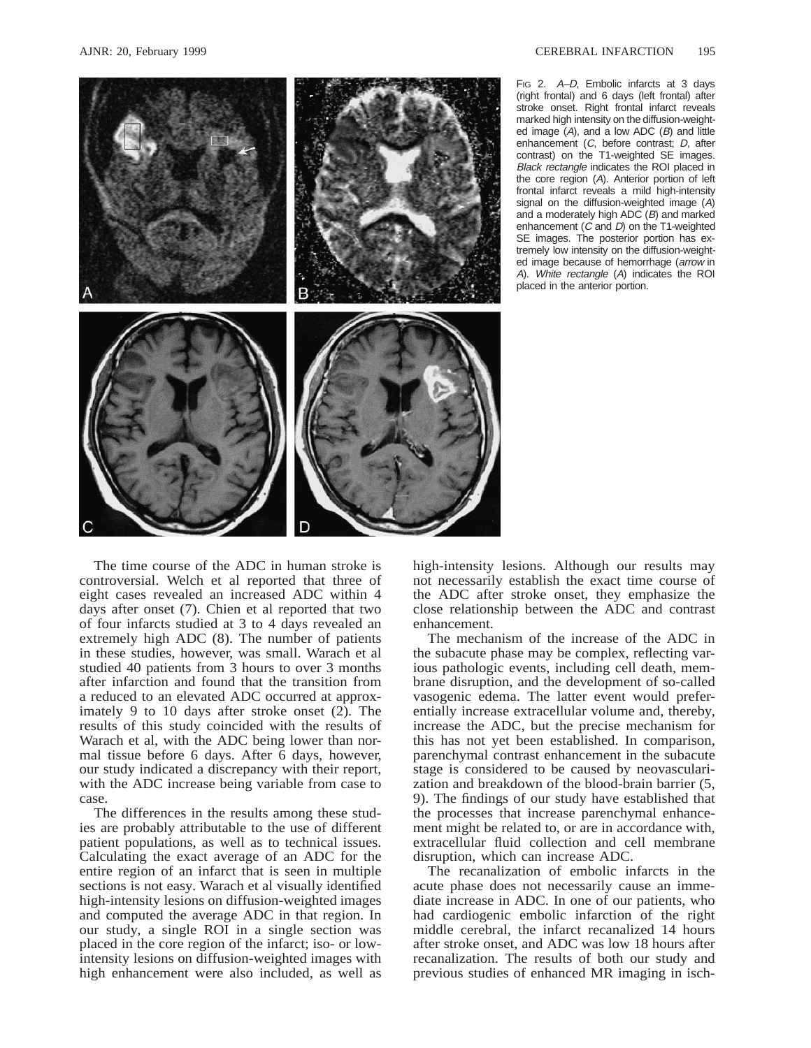Fig 2. *A–D*, Embolic infarcts at 3 days (right frontal) and 6 days (left frontal) after stroke onset. Right frontal infarct reveals marked high intensity on the diffusion-weighted image (*A*), and a low ADC (*B*) and little enhancement (*C*, before contrast; *D*, after contrast) on the T1-weighted SE images. *Black rectangle* indicates the ROI placed in the core region (*A*). Anterior portion of left frontal infarct reveals a mild high-intensity signal on the diffusion-weighted image (*A*) and a moderately high ADC (*B*) and marked enhancement (*C* and *D*) on the T1-weighted SE images. The posterior portion has extremely low intensity on the diffusion-weighted image because of hemorrhage (*arrow* in *A*). *White rectangle* (*A*) indicates the ROI placed in the anterior portion.

The time course of the ADC in human stroke is controversial. Welch et al reported that three of eight cases revealed an increased ADC within 4 days after onset (7). Chien et al reported that two of four infarcts studied at 3 to 4 days revealed an extremely high ADC (8). The number of patients in these studies, however, was small. Warach et al studied 40 patients from 3 hours to over 3 months after infarction and found that the transition from a reduced to an elevated ADC occurred at approximately 9 to 10 days after stroke onset (2). The results of this study coincided with the results of Warach et al, with the ADC being lower than normal tissue before 6 days. After 6 days, however, our study indicated a discrepancy with their report, with the ADC increase being variable from case to case.

The differences in the results among these studies are probably attributable to the use of different patient populations, as well as to technical issues. Calculating the exact average of an ADC for the entire region of an infarct that is seen in multiple sections is not easy. Warach et al visually identified high-intensity lesions on diffusion-weighted images and computed the average ADC in that region. In our study, a single ROI in a single section was placed in the core region of the infarct; iso- or low-intensity lesions on diffusion-weighted images with high enhancement were also included, as well as high-intensity lesions. Although our results may not necessarily establish the exact time course of the ADC after stroke onset, they emphasize the close relationship between the ADC and contrast enhancement.

The mechanism of the increase of the ADC in the subacute phase may be complex, reflecting various pathologic events, including cell death, membrane disruption, and the development of so-called vasogenic edema. The latter event would preferentially increase extracellular volume and, thereby, increase the ADC, but the precise mechanism for this has not yet been established. In comparison, parenchymal contrast enhancement in the subacute stage is considered to be caused by neovascularization and breakdown of the blood-brain barrier (5, 9). The findings of our study have established that the processes that increase parenchymal enhancement might be related to, or are in accordance with, extracellular fluid collection and cell membrane disruption, which can increase ADC.

The recanalization of embolic infarcts in the acute phase does not necessarily cause an immediate increase in ADC. In one of our patients, who had cardiogenic embolic infarction of the right middle cerebral, the infarct recanalized 14 hours after stroke onset, and ADC was low 18 hours after recanalization. The results of both our study and previous studies of enhanced MR imaging in isch-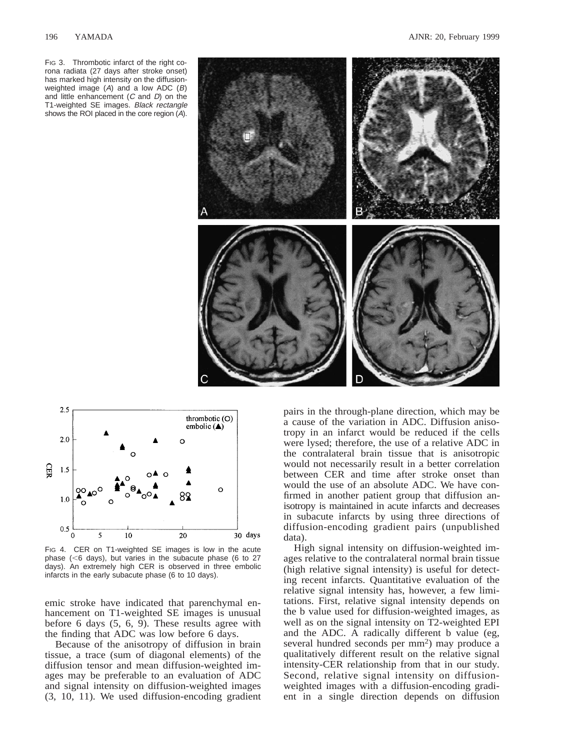FIG 3. Thrombotic infarct of the right corona radiata (27 days after stroke onset) has marked high intensity on the diffusion-weighted image (*A*) and a low ADC (*B*) and little enhancement (*C* and *D*) on the T1-weighted SE images. *Black rectangle* shows the ROI placed in the core region (*A*).

FIG 4. CER on T1-weighted SE images is low in the acute phase (<6 days), but varies in the subacute phase (6 to 27 days). An extremely high CER is observed in three embolic infarcts in the early subacute phase (6 to 10 days).

emic stroke have indicated that parenchymal enhancement on T1-weighted SE images is unusual before 6 days (5, 6, 9). These results agree with the finding that ADC was low before 6 days.

Because of the anisotropy of diffusion in brain tissue, a trace (sum of diagonal elements) of the diffusion tensor and mean diffusion-weighted images may be preferable to an evaluation of ADC and signal intensity on diffusion-weighted images (3, 10, 11). We used diffusion-encoding gradient pairs in the through-plane direction, which may be a cause of the variation in ADC. Diffusion anisotropy in an infarct would be reduced if the cells were lysed; therefore, the use of a relative ADC in the contralateral brain tissue that is anisotropic would not necessarily result in a better correlation between CER and time after stroke onset than would the use of an absolute ADC. We have confirmed in another patient group that diffusion anisotropy is maintained in acute infarcts and decreases in subacute infarcts by using three directions of diffusion-encoding gradient pairs (unpublished data).

High signal intensity on diffusion-weighted images relative to the contralateral normal brain tissue (high relative signal intensity) is useful for detecting recent infarcts. Quantitative evaluation of the relative signal intensity has, however, a few limitations. First, relative signal intensity depends on the b value used for diffusion-weighted images, as well as on the signal intensity on T2-weighted EPI and the ADC. A radically different b value (eg, several hundred seconds per $mm^2$) may produce a qualitatively different result on the relative signal intensity-CER relationship from that in our study. Second, relative signal intensity on diffusion-weighted images with a diffusion-encoding gradient in a single direction depends on diffusion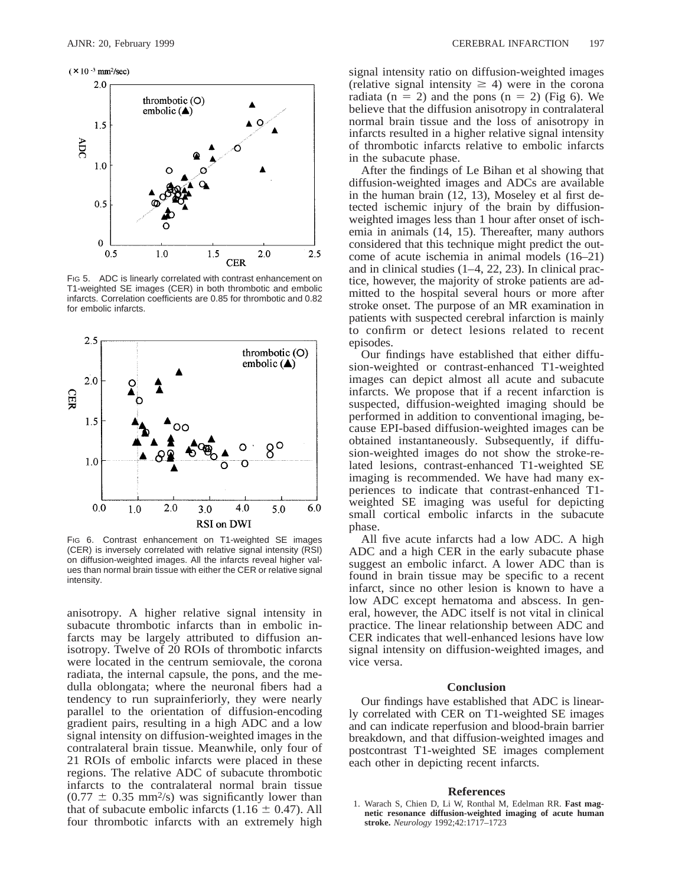FIG 5. ADC is linearly correlated with contrast enhancement on T1-weighted SE images (CER) in both thrombotic and embolic infarcts. Correlation coefficients are 0.85 for thrombotic and 0.82 for embolic infarcts.

FIG 6. Contrast enhancement on T1-weighted SE images (CER) is inversely correlated with relative signal intensity (RSI) on diffusion-weighted images. All the infarcts reveal higher values than normal brain tissue with either the CER or relative signal intensity.

anisotropy. A higher relative signal intensity in subacute thrombotic infarcts than in embolic infarcts may be largely attributed to diffusion anisotropy. Twelve of 20 ROIs of thrombotic infarcts were located in the centrum semiovale, the corona radiata, the internal capsule, the pons, and the medulla oblongata; where the neuronal fibers had a tendency to run suprainferiorly, they were nearly parallel to the orientation of diffusion-encoding gradient pairs, resulting in a high ADC and a low signal intensity on diffusion-weighted images in the contralateral brain tissue. Meanwhile, only four of 21 ROIs of embolic infarcts were placed in these regions. The relative ADC of subacute thrombotic infarcts to the contralateral normal brain tissue ($0.77 \pm 0.35$ mm$^2$/s) was significantly lower than that of subacute embolic infarcts ($1.16 \pm 0.47$). All four thrombotic infarcts with an extremely high signal intensity ratio on diffusion-weighted images (relative signal intensity $\geq 4$) were in the corona radiata ($n = 2$) and the pons ($n = 2$) (Fig 6). We believe that the diffusion anisotropy in contralateral normal brain tissue and the loss of anisotropy in infarcts resulted in a higher relative signal intensity of thrombotic infarcts relative to embolic infarcts in the subacute phase.

After the findings of Le Bihan et al showing that diffusion-weighted images and ADCs are available in the human brain (12, 13), Moseley et al first detected ischemic injury of the brain by diffusion-weighted images less than 1 hour after onset of ischemia in animals (14, 15). Thereafter, many authors considered that this technique might predict the outcome of acute ischemia in animal models (16–21) and in clinical studies (1–4, 22, 23). In clinical practice, however, the majority of stroke patients are admitted to the hospital several hours or more after stroke onset. The purpose of an MR examination in patients with suspected cerebral infarction is mainly to confirm or detect lesions related to recent episodes.

Our findings have established that either diffusion-weighted or contrast-enhanced T1-weighted images can depict almost all acute and subacute infarcts. We propose that if a recent infarction is suspected, diffusion-weighted imaging should be performed in addition to conventional imaging, because EPI-based diffusion-weighted images can be obtained instantaneously. Subsequently, if diffusion-weighted images do not show the stroke-related lesions, contrast-enhanced T1-weighted SE imaging is recommended. We have had many experiences to indicate that contrast-enhanced T1-weighted SE imaging was useful for depicting small cortical embolic infarcts in the subacute phase.

All five acute infarcts had a low ADC. A high ADC and a high CER in the early subacute phase suggest an embolic infarct. A lower ADC than is found in brain tissue may be specific to a recent infarct, since no other lesion is known to have a low ADC except hematoma and abscess. In general, however, the ADC itself is not vital in clinical practice. The linear relationship between ADC and CER indicates that well-enhanced lesions have low signal intensity on diffusion-weighted images, and vice versa.

## Conclusion

Our findings have established that ADC is linearly correlated with CER on T1-weighted SE images and can indicate reperfusion and blood-brain barrier breakdown, and that diffusion-weighted images and postcontrast T1-weighted SE images complement each other in depicting recent infarcts.

## References

1. Warach S, Chien D, Li W, Ronthal M, Edelman RR. **Fast magnetic resonance diffusion-weighted imaging of acute human stroke.** *Neurology* 1992;42:1717–1723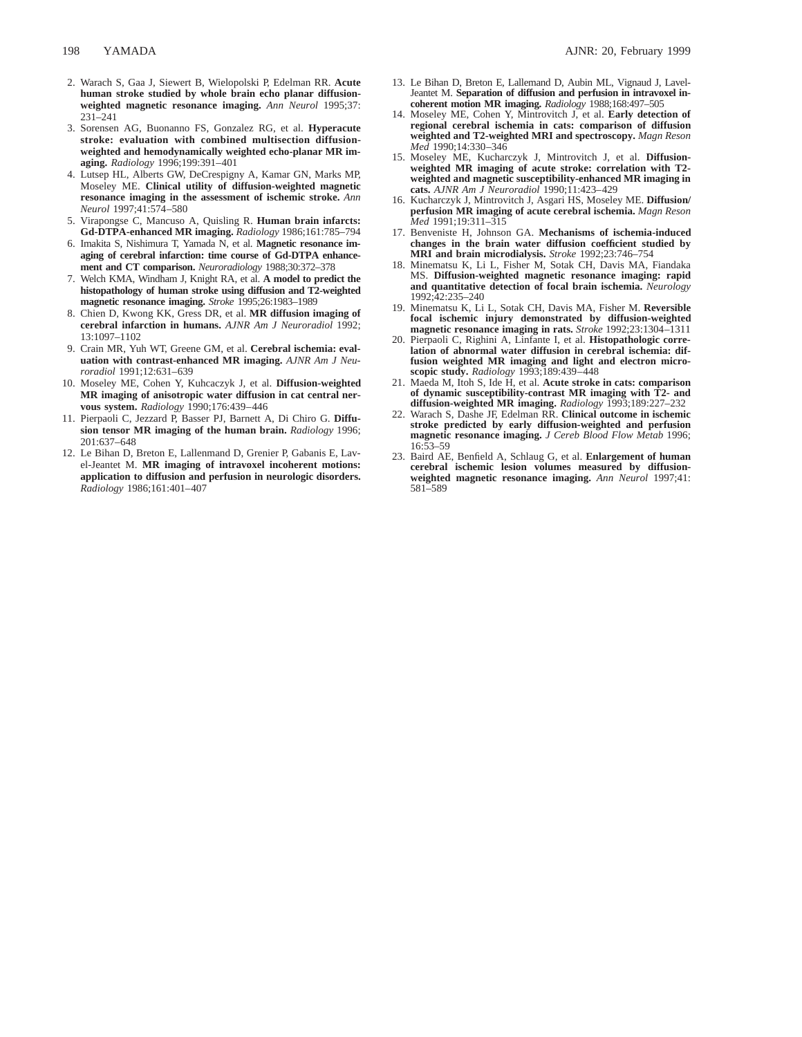2. Warach S, Gaa J, Siewert B, Wielopolski P, Edelman RR. **Acute human stroke studied by whole brain echo planar diffusion-weighted magnetic resonance imaging.** *Ann Neurol* 1995;37: 231–241
3. Sorensen AG, Buonanno FS, Gonzalez RG, et al. **Hyperacute stroke: evaluation with combined multisection diffusion-weighted and hemodynamically weighted echo-planar MR imaging.** *Radiology* 1996;199:391–401
4. Lutsep HL, Alberts GW, DeCrespigny A, Kamar GN, Marks MP, Moseley ME. **Clinical utility of diffusion-weighted magnetic resonance imaging in the assessment of ischemic stroke.** *Ann Neurol* 1997;41:574–580
5. Virapongse C, Mancuso A, Quisling R. **Human brain infarcts: Gd-DTPA-enhanced MR imaging.** *Radiology* 1986;161:785–794
6. Imakita S, Nishimura T, Yamada N, et al. **Magnetic resonance imaging of cerebral infarction: time course of Gd-DTPA enhancement and CT comparison.** *Neuroradiology* 1988;30:372–378
7. Welch KMA, Windham J, Knight RA, et al. **A model to predict the histopathology of human stroke using diffusion and T2-weighted magnetic resonance imaging.** *Stroke* 1995;26:1983–1989
8. Chien D, Kwong KK, Gress DR, et al. **MR diffusion imaging of cerebral infarction in humans.** *AJNR Am J Neuroradiol* 1992; 13:1097–1102
9. Crain MR, Yuh WT, Greene GM, et al. **Cerebral ischemia: evaluation with contrast-enhanced MR imaging.** *AJNR Am J Neuroradiol* 1991;12:631–639
10. Moseley ME, Cohen Y, Kuhcaczyk J, et al. **Diffusion-weighted MR imaging of anisotropic water diffusion in cat central nervous system.** *Radiology* 1990;176:439–446
11. Pierpaoli C, Jezzard P, Basser PJ, Barnett A, Di Chiro G. **Diffusion tensor MR imaging of the human brain.** *Radiology* 1996; 201:637–648
12. Le Bihan D, Breton E, Lallenmand D, Grenier P, Gabanis E, Lavel-Jeantet M. **MR imaging of intravoxel incoherent motions: application to diffusion and perfusion in neurologic disorders.** *Radiology* 1986;161:401–407
13. Le Bihan D, Breton E, Lallemand D, Aubin ML, Vignaud J, Lavel-Jeantet M. **Separation of diffusion and perfusion in intravoxel incoherent motion MR imaging.** *Radiology* 1988;168:497–505
14. Moseley ME, Cohen Y, Mintrovitch J, et al. **Early detection of regional cerebral ischemia in cats: comparison of diffusion weighted and T2-weighted MRI and spectroscopy.** *Magn Reson Med* 1990;14:330–346
15. Moseley ME, Kucharczyk J, Mintrovitch J, et al. **Diffusion-weighted MR imaging of acute stroke: correlation with T2-weighted and magnetic susceptibility-enhanced MR imaging in cats.** *AJNR Am J Neuroradiol* 1990;11:423–429
16. Kucharczyk J, Mintrovitch J, Asgari HS, Moseley ME. **Diffusion/perfusion MR imaging of acute cerebral ischemia.** *Magn Reson Med* 1991;19:311–315
17. Benveniste H, Johnson GA. **Mechanisms of ischemia-induced changes in the brain water diffusion coefficient studied by MRI and brain microdialysis.** *Stroke* 1992;23:746–754
18. Minematsu K, Li L, Fisher M, Sotak CH, Davis MA, Fiandaka MS. **Diffusion-weighted magnetic resonance imaging: rapid and quantitative detection of focal brain ischemia.** *Neurology* 1992;42:235–240
19. Minematsu K, Li L, Sotak CH, Davis MA, Fisher M. **Reversible focal ischemic injury demonstrated by diffusion-weighted magnetic resonance imaging in rats.** *Stroke* 1992;23:1304–1311
20. Pierpaoli C, Righini A, Linfante I, et al. **Histopathologic correlation of abnormal water diffusion in cerebral ischemia: diffusion weighted MR imaging and light and electron microscopic study.** *Radiology* 1993;189:439–448
21. Maeda M, Itoh S, Ide H, et al. **Acute stroke in cats: comparison of dynamic susceptibility-contrast MR imaging with T2- and diffusion-weighted MR imaging.** *Radiology* 1993;189:227–232
22. Warach S, Dashe JF, Edelman RR. **Clinical outcome in ischemic stroke predicted by early diffusion-weighted and perfusion magnetic resonance imaging.** *J Cereb Blood Flow Metab* 1996; 16:53–59
23. Baird AE, Benfield A, Schlaug G, et al. **Enlargement of human cerebral ischemic lesion volumes measured by diffusion-weighted magnetic resonance imaging.** *Ann Neurol* 1997;41: 581–589